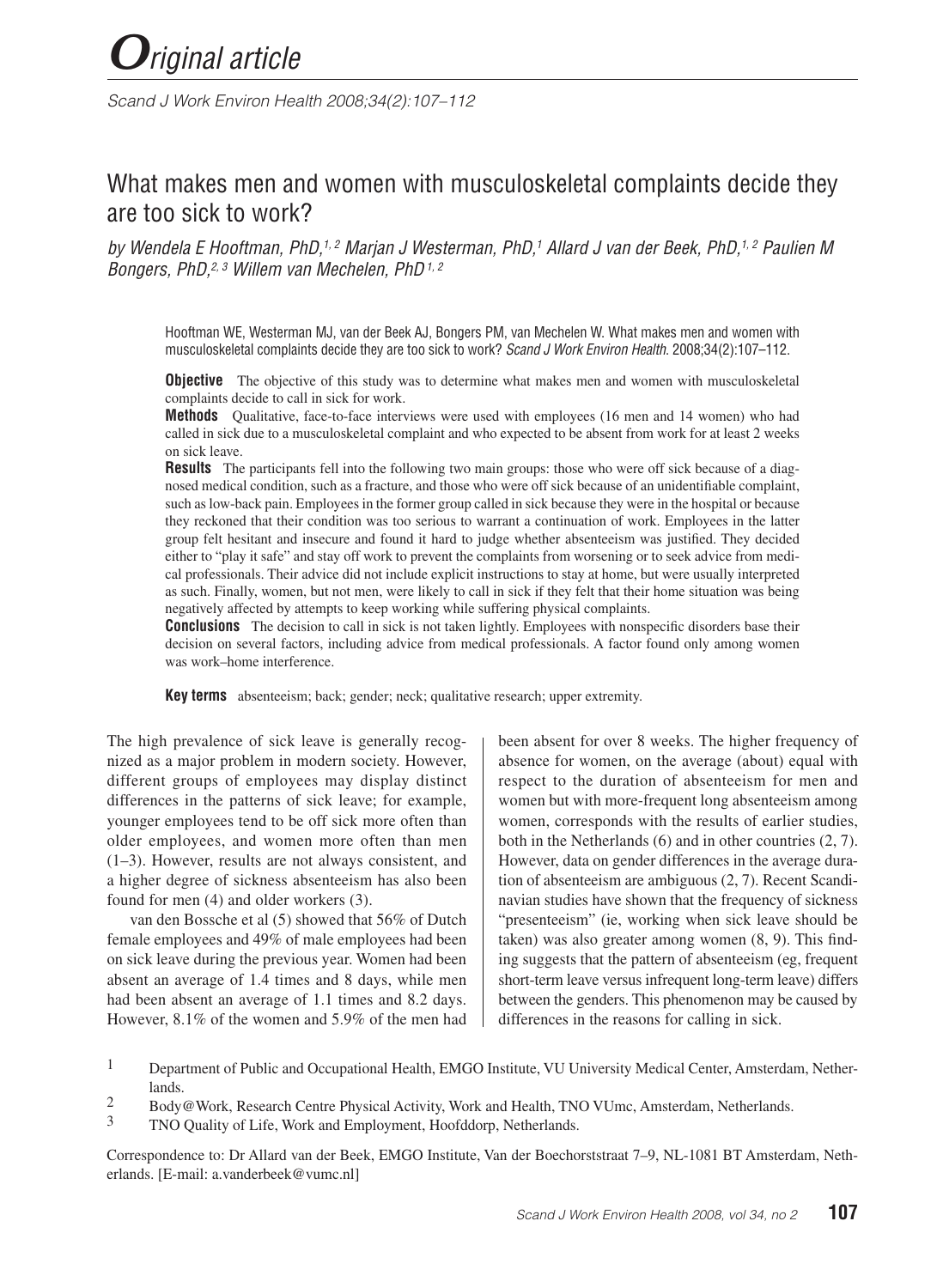# Original article

# What makes men and women with musculoskeletal complaints decide they are too sick to work?

*by Wendela E Hooftman, PhD,[1, 2] Marjan J Westerman, PhD,[1] Allard J van der Beek, PhD,[1, 2] Paulien M Bongers, PhD,[2, 3] Willem van Mechelen, PhD[1, 2]*

Hooftman WE, Westerman MJ, van der Beek AJ, Bongers PM, van Mechelen W. What makes men and women with musculoskeletal complaints decide they are too sick to work? *Scand J Work Environ Health*. 2008;34(2):107–112.

**Objective** The objective of this study was to determine what makes men and women with musculoskeletal complaints decide to call in sick for work.

**Methods** Qualitative, face-to-face interviews were used with employees (16 men and 14 women) who had called in sick due to a musculoskeletal complaint and who expected to be absent from work for at least 2 weeks on sick leave.

**Results** The participants fell into the following two main groups: those who were off sick because of a diagnosed medical condition, such as a fracture, and those who were off sick because of an unidentifiable complaint, such as low-back pain. Employees in the former group called in sick because they were in the hospital or because they reckoned that their condition was too serious to warrant a continuation of work. Employees in the latter group felt hesitant and insecure and found it hard to judge whether absenteeism was justified. They decided either to "play it safe" and stay off work to prevent the complaints from worsening or to seek advice from medical professionals. Their advice did not include explicit instructions to stay at home, but were usually interpreted as such. Finally, women, but not men, were likely to call in sick if they felt that their home situation was being negatively affected by attempts to keep working while suffering physical complaints.

**Conclusions** The decision to call in sick is not taken lightly. Employees with nonspecific disorders base their decision on several factors, including advice from medical professionals. A factor found only among women was work–home interference.

**Key terms** absenteeism; back; gender; neck; qualitative research; upper extremity.

The high prevalence of sick leave is generally recognized as a major problem in modern society. However, different groups of employees may display distinct differences in the patterns of sick leave; for example, younger employees tend to be off sick more often than older employees, and women more often than men (1–3). However, results are not always consistent, and a higher degree of sickness absenteeism has also been found for men (4) and older workers (3).

van den Bossche et al (5) showed that 56% of Dutch female employees and 49% of male employees had been on sick leave during the previous year. Women had been absent an average of 1.4 times and 8 days, while men had been absent an average of 1.1 times and 8.2 days. However, 8.1% of the women and 5.9% of the men had been absent for over 8 weeks. The higher frequency of absence for women, on the average (about) equal with respect to the duration of absenteeism for men and women but with more-frequent long absenteeism among women, corresponds with the results of earlier studies, both in the Netherlands (6) and in other countries (2, 7). However, data on gender differences in the average duration of absenteeism are ambiguous (2, 7). Recent Scandinavian studies have shown that the frequency of sickness "presenteeism" (ie, working when sick leave should be taken) was also greater among women (8, 9). This finding suggests that the pattern of absenteeism (eg, frequent short-term leave versus infrequent long-term leave) differs between the genders. This phenomenon may be caused by differences in the reasons for calling in sick.

1 Department of Public and Occupational Health, EMGO Institute, VU University Medical Center, Amsterdam, Netherlands.

2 Body@Work, Research Centre Physical Activity, Work and Health, TNO VUmc, Amsterdam, Netherlands.

3 TNO Quality of Life, Work and Employment, Hoofddorp, Netherlands.

Correspondence to: Dr Allard van der Beek, EMGO Institute, Van der Boechorststraat 7–9, NL-1081 BT Amsterdam, Netherlands. [E-mail: a.vanderbeek@vumc.nl]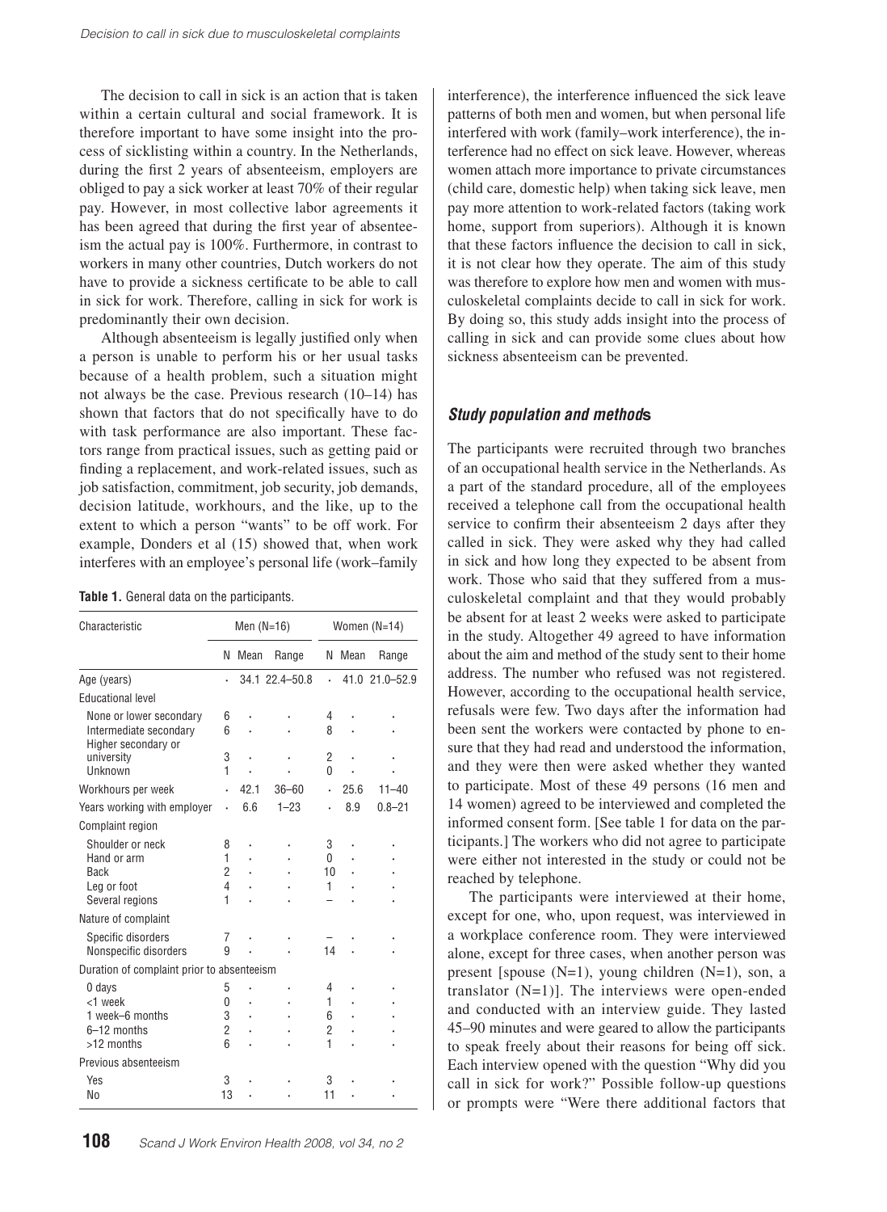The decision to call in sick is an action that is taken within a certain cultural and social framework. It is therefore important to have some insight into the process of sicklisting within a country. In the Netherlands, during the first 2 years of absenteeism, employers are obliged to pay a sick worker at least 70% of their regular pay. However, in most collective labor agreements it has been agreed that during the first year of absenteeism the actual pay is 100%. Furthermore, in contrast to workers in many other countries, Dutch workers do not have to provide a sickness certificate to be able to call in sick for work. Therefore, calling in sick for work is predominantly their own decision.

Although absenteeism is legally justified only when a person is unable to perform his or her usual tasks because of a health problem, such a situation might not always be the case. Previous research (10–14) has shown that factors that do not specifically have to do with task performance are also important. These factors range from practical issues, such as getting paid or finding a replacement, and work-related issues, such as job satisfaction, commitment, job security, job demands, decision latitude, workhours, and the like, up to the extent to which a person "wants" to be off work. For example, Donders et al (15) showed that, when work interferes with an employee's personal life (work–family interference), the interference influenced the sick leave patterns of both men and women, but when personal life interfered with work (family–work interference), the interference had no effect on sick leave. However, whereas women attach more importance to private circumstances (child care, domestic help) when taking sick leave, men pay more attention to work-related factors (taking work home, support from superiors). Although it is known that these factors influence the decision to call in sick, it is not clear how they operate. The aim of this study was therefore to explore how men and women with musculoskeletal complaints decide to call in sick for work. By doing so, this study adds insight into the process of calling in sick and can provide some clues about how sickness absenteeism can be prevented.

**Table 1.** General data on the participants.

| Characteristic | Men (N=16) | | | Women (N=14) | | |
|---|---|---|---|---|---|---|
| | N | Mean | Range | N | Mean | Range |
| Age (years) | · | 34.1 | 22.4–50.8 | · | 41.0 | 21.0–52.9 |
| Educational level | | | | | | |
| None or lower secondary | 6 | · | · | 4 | · | · |
| Intermediate secondary | 6 | · | · | 8 | · | · |
| Higher secondary or university | 3 | · | · | 2 | · | · |
| Unknown | 1 | · | · | 0 | · | · |
| Workhours per week | · | 42.1 | 36–60 | · | 25.6 | 11–40 |
| Years working with employer | · | 6.6 | 1–23 | · | 8.9 | 0.8–21 |
| Complaint region | | | | | | |
| Shoulder or neck | 8 | · | · | 3 | · | · |
| Hand or arm | 1 | · | · | 0 | · | · |
| Back | 2 | · | · | 10 | · | · |
| Leg or foot | 4 | · | · | 1 | · | · |
| Several regions | 1 | · | · | – | · | · |
| Nature of complaint | | | | | | |
| Specific disorders | 7 | · | · | – | · | · |
| Nonspecific disorders | 9 | · | · | 14 | · | · |
| Duration of complaint prior to absenteeism | | | | | | |
| 0 days | 5 | · | · | 4 | · | · |
| <1 week | 0 | · | · | 1 | · | · |
| 1 week–6 months | 3 | · | · | 6 | · | · |
| 6–12 months | 2 | · | · | 2 | · | · |
| >12 months | 6 | · | · | 1 | · | · |
| Previous absenteeism | | | | | | |
| Yes | 3 | · | · | 3 | · | · |
| No | 13 | · | · | 11 | · | · |

## *Study population and methods*

The participants were recruited through two branches of an occupational health service in the Netherlands. As a part of the standard procedure, all of the employees received a telephone call from the occupational health service to confirm their absenteeism 2 days after they called in sick. They were asked why they had called in sick and how long they expected to be absent from work. Those who said that they suffered from a musculoskeletal complaint and that they would probably be absent for at least 2 weeks were asked to participate in the study. Altogether 49 agreed to have information about the aim and method of the study sent to their home address. The number who refused was not registered. However, according to the occupational health service, refusals were few. Two days after the information had been sent the workers were contacted by phone to ensure that they had read and understood the information, and they were then were asked whether they wanted to participate. Most of these 49 persons (16 men and 14 women) agreed to be interviewed and completed the informed consent form. [See table 1 for data on the participants.] The workers who did not agree to participate were either not interested in the study or could not be reached by telephone.

The participants were interviewed at their home, except for one, who, upon request, was interviewed in a workplace conference room. They were interviewed alone, except for three cases, when another person was present [spouse (N=1), young children (N=1), son, a translator (N=1)]. The interviews were open-ended and conducted with an interview guide. They lasted 45–90 minutes and were geared to allow the participants to speak freely about their reasons for being off sick. Each interview opened with the question "Why did you call in sick for work?" Possible follow-up questions or prompts were "Were there additional factors that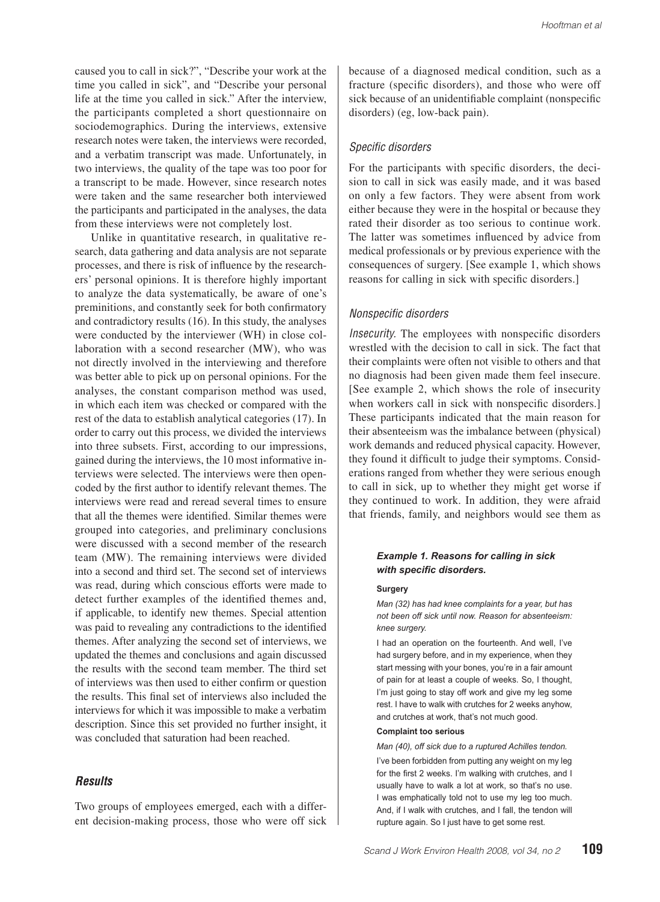caused you to call in sick?", "Describe your work at the time you called in sick", and "Describe your personal life at the time you called in sick." After the interview, the participants completed a short questionnaire on sociodemographics. During the interviews, extensive research notes were taken, the interviews were recorded, and a verbatim transcript was made. Unfortunately, in two interviews, the quality of the tape was too poor for a transcript to be made. However, since research notes were taken and the same researcher both interviewed the participants and participated in the analyses, the data from these interviews were not completely lost.

Unlike in quantitative research, in qualitative research, data gathering and data analysis are not separate processes, and there is risk of influence by the researchers' personal opinions. It is therefore highly important to analyze the data systematically, be aware of one's preminitions, and constantly seek for both confirmatory and contradictory results (16). In this study, the analyses were conducted by the interviewer (WH) in close collaboration with a second researcher (MW), who was not directly involved in the interviewing and therefore was better able to pick up on personal opinions. For the analyses, the constant comparison method was used, in which each item was checked or compared with the rest of the data to establish analytical categories (17). In order to carry out this process, we divided the interviews into three subsets. First, according to our impressions, gained during the interviews, the 10 most informative interviews were selected. The interviews were then open-coded by the first author to identify relevant themes. The interviews were read and reread several times to ensure that all the themes were identified. Similar themes were grouped into categories, and preliminary conclusions were discussed with a second member of the research team (MW). The remaining interviews were divided into a second and third set. The second set of interviews was read, during which conscious efforts were made to detect further examples of the identified themes and, if applicable, to identify new themes. Special attention was paid to revealing any contradictions to the identified themes. After analyzing the second set of interviews, we updated the themes and conclusions and again discussed the results with the second team member. The third set of interviews was then used to either confirm or question the results. This final set of interviews also included the interviews for which it was impossible to make a verbatim description. Since this set provided no further insight, it was concluded that saturation had been reached.

## Results

Two groups of employees emerged, each with a different decision-making process, those who were off sick because of a diagnosed medical condition, such as a fracture (specific disorders), and those who were off sick because of an unidentifiable complaint (nonspecific disorders) (eg, low-back pain).

### Specific disorders

For the participants with specific disorders, the decision to call in sick was easily made, and it was based on only a few factors. They were absent from work either because they were in the hospital or because they rated their disorder as too serious to continue work. The latter was sometimes influenced by advice from medical professionals or by previous experience with the consequences of surgery. [See example 1, which shows reasons for calling in sick with specific disorders.]

### Nonspecific disorders

*Insecurity.* The employees with nonspecific disorders wrestled with the decision to call in sick. The fact that their complaints were often not visible to others and that no diagnosis had been given made them feel insecure. [See example 2, which shows the role of insecurity when workers call in sick with nonspecific disorders.] These participants indicated that the main reason for their absenteeism was the imbalance between (physical) work demands and reduced physical capacity. However, they found it difficult to judge their symptoms. Considerations ranged from whether they were serious enough to call in sick, up to whether they might get worse if they continued to work. In addition, they were afraid that friends, family, and neighbors would see them as

**_Example 1. Reasons for calling in sick with specific disorders._**

**Surgery**

*Man (32) has had knee complaints for a year, but has not been off sick until now. Reason for absenteeism: knee surgery.*

I had an operation on the fourteenth. And well, I've had surgery before, and in my experience, when they start messing with your bones, you're in a fair amount of pain for at least a couple of weeks. So, I thought, I'm just going to stay off work and give my leg some rest. I have to walk with crutches for 2 weeks anyhow, and crutches at work, that's not much good.

**Complaint too serious**

*Man (40), off sick due to a ruptured Achilles tendon.*

I've been forbidden from putting any weight on my leg for the first 2 weeks. I'm walking with crutches, and I usually have to walk a lot at work, so that's no use. I was emphatically told not to use my leg too much. And, if I walk with crutches, and I fall, the tendon will rupture again. So I just have to get some rest.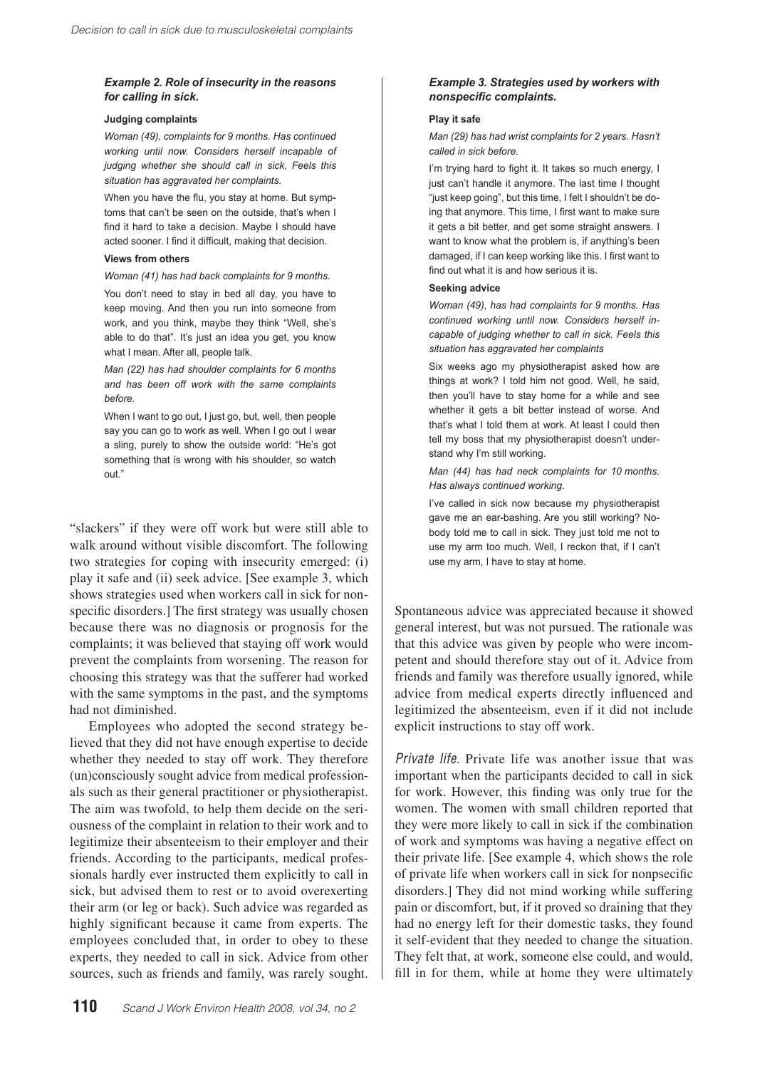### *Example 2. Role of insecurity in the reasons for calling in sick.*

**Judging complaints**

*Woman (49), complaints for 9 months. Has continued working until now. Considers herself incapable of judging whether she should call in sick. Feels this situation has aggravated her complaints.*

When you have the flu, you stay at home. But symptoms that can't be seen on the outside, that's when I find it hard to take a decision. Maybe I should have acted sooner. I find it difficult, making that decision.

**Views from others**

*Woman (41) has had back complaints for 9 months.*

You don't need to stay in bed all day, you have to keep moving. And then you run into someone from work, and you think, maybe they think "Well, she's able to do that". It's just an idea you get, you know what I mean. After all, people talk.

*Man (22) has had shoulder complaints for 6 months and has been off work with the same complaints before.*

When I want to go out, I just go, but, well, then people say you can go to work as well. When I go out I wear a sling, purely to show the outside world: "He's got something that is wrong with his shoulder, so watch out."

### *Example 3. Strategies used by workers with nonspecific complaints.*

**Play it safe**

*Man (29) has had wrist complaints for 2 years. Hasn't called in sick before.*

I'm trying hard to fight it. It takes so much energy, I just can't handle it anymore. The last time I thought "just keep going", but this time, I felt I shouldn't be doing that anymore. This time, I first want to make sure it gets a bit better, and get some straight answers. I want to know what the problem is, if anything's been damaged, if I can keep working like this. I first want to find out what it is and how serious it is.

**Seeking advice**

*Woman (49), has had complaints for 9 months. Has continued working until now. Considers herself incapable of judging whether to call in sick. Feels this situation has aggravated her complaints*

Six weeks ago my physiotherapist asked how are things at work? I told him not good. Well, he said, then you'll have to stay home for a while and see whether it gets a bit better instead of worse. And that's what I told them at work. At least I could then tell my boss that my physiotherapist doesn't understand why I'm still working.

*Man (44) has had neck complaints for 10 months. Has always continued working.*

I've called in sick now because my physiotherapist gave me an ear-bashing. Are you still working? Nobody told me to call in sick. They just told me not to use my arm too much. Well, I reckon that, if I can't use my arm, I have to stay at home.

"slackers" if they were off work but were still able to walk around without visible discomfort. The following two strategies for coping with insecurity emerged: (i) play it safe and (ii) seek advice. [See example 3, which shows strategies used when workers call in sick for nonspecific disorders.] The first strategy was usually chosen because there was no diagnosis or prognosis for the complaints; it was believed that staying off work would prevent the complaints from worsening. The reason for choosing this strategy was that the sufferer had worked with the same symptoms in the past, and the symptoms had not diminished.

Employees who adopted the second strategy believed that they did not have enough expertise to decide whether they needed to stay off work. They therefore (un)consciously sought advice from medical professionals such as their general practitioner or physiotherapist. The aim was twofold, to help them decide on the seriousness of the complaint in relation to their work and to legitimize their absenteeism to their employer and their friends. According to the participants, medical professionals hardly ever instructed them explicitly to call in sick, but advised them to rest or to avoid overexerting their arm (or leg or back). Such advice was regarded as highly significant because it came from experts. The employees concluded that, in order to obey to these experts, they needed to call in sick. Advice from other sources, such as friends and family, was rarely sought. Spontaneous advice was appreciated because it showed general interest, but was not pursued. The rationale was that this advice was given by people who were incompetent and should therefore stay out of it. Advice from friends and family was therefore usually ignored, while advice from medical experts directly influenced and legitimized the absenteeism, even if it did not include explicit instructions to stay off work.

*Private life.* Private life was another issue that was important when the participants decided to call in sick for work. However, this finding was only true for the women. The women with small children reported that they were more likely to call in sick if the combination of work and symptoms was having a negative effect on their private life. [See example 4, which shows the role of private life when workers call in sick for nonpsecific disorders.] They did not mind working while suffering pain or discomfort, but, if it proved so draining that they had no energy left for their domestic tasks, they found it self-evident that they needed to change the situation. They felt that, at work, someone else could, and would, fill in for them, while at home they were ultimately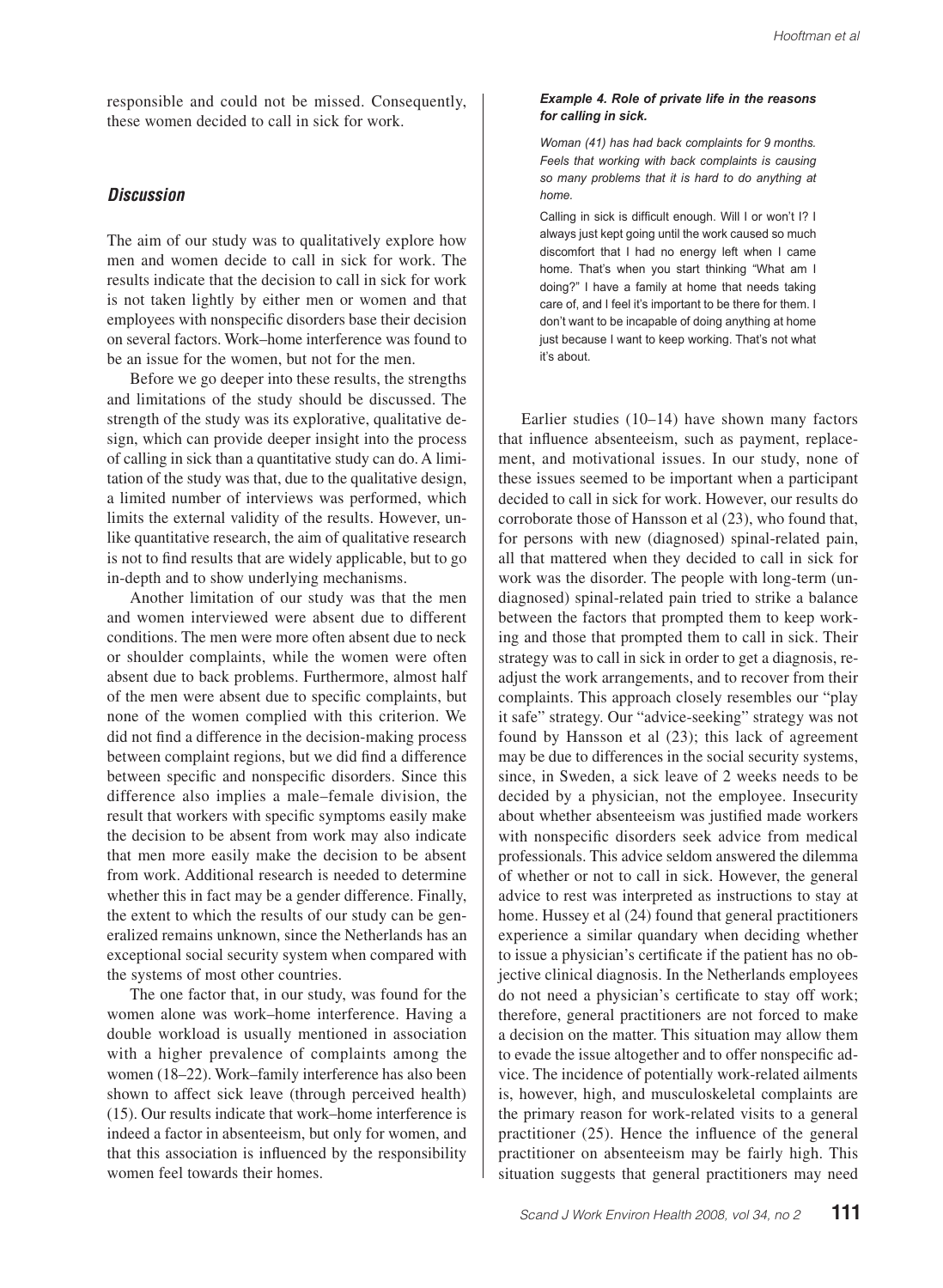responsible and could not be missed. Consequently, these women decided to call in sick for work.

## Discussion

The aim of our study was to qualitatively explore how men and women decide to call in sick for work. The results indicate that the decision to call in sick for work is not taken lightly by either men or women and that employees with nonspecific disorders base their decision on several factors. Work–home interference was found to be an issue for the women, but not for the men.

Before we go deeper into these results, the strengths and limitations of the study should be discussed. The strength of the study was its explorative, qualitative design, which can provide deeper insight into the process of calling in sick than a quantitative study can do. A limitation of the study was that, due to the qualitative design, a limited number of interviews was performed, which limits the external validity of the results. However, unlike quantitative research, the aim of qualitative research is not to find results that are widely applicable, but to go in-depth and to show underlying mechanisms.

Another limitation of our study was that the men and women interviewed were absent due to different conditions. The men were more often absent due to neck or shoulder complaints, while the women were often absent due to back problems. Furthermore, almost half of the men were absent due to specific complaints, but none of the women complied with this criterion. We did not find a difference in the decision-making process between complaint regions, but we did find a difference between specific and nonspecific disorders. Since this difference also implies a male–female division, the result that workers with specific symptoms easily make the decision to be absent from work may also indicate that men more easily make the decision to be absent from work. Additional research is needed to determine whether this in fact may be a gender difference. Finally, the extent to which the results of our study can be generalized remains unknown, since the Netherlands has an exceptional social security system when compared with the systems of most other countries.

The one factor that, in our study, was found for the women alone was work–home interference. Having a double workload is usually mentioned in association with a higher prevalence of complaints among the women (18–22). Work–family interference has also been shown to affect sick leave (through perceived health) (15). Our results indicate that work–home interference is indeed a factor in absenteeism, but only for women, and that this association is influenced by the responsibility women feel towards their homes.

***Example 4. Role of private life in the reasons for calling in sick.***

*Woman (41) has had back complaints for 9 months. Feels that working with back complaints is causing so many problems that it is hard to do anything at home.*

Calling in sick is difficult enough. Will I or won't I? I always just kept going until the work caused so much discomfort that I had no energy left when I came home. That's when you start thinking "What am I doing?" I have a family at home that needs taking care of, and I feel it's important to be there for them. I don't want to be incapable of doing anything at home just because I want to keep working. That's not what it's about.

Earlier studies (10–14) have shown many factors that influence absenteeism, such as payment, replacement, and motivational issues. In our study, none of these issues seemed to be important when a participant decided to call in sick for work. However, our results do corroborate those of Hansson et al (23), who found that, for persons with new (diagnosed) spinal-related pain, all that mattered when they decided to call in sick for work was the disorder. The people with long-term (undiagnosed) spinal-related pain tried to strike a balance between the factors that prompted them to keep working and those that prompted them to call in sick. Their strategy was to call in sick in order to get a diagnosis, readjust the work arrangements, and to recover from their complaints. This approach closely resembles our "play it safe" strategy. Our "advice-seeking" strategy was not found by Hansson et al (23); this lack of agreement may be due to differences in the social security systems, since, in Sweden, a sick leave of 2 weeks needs to be decided by a physician, not the employee. Insecurity about whether absenteeism was justified made workers with nonspecific disorders seek advice from medical professionals. This advice seldom answered the dilemma of whether or not to call in sick. However, the general advice to rest was interpreted as instructions to stay at home. Hussey et al (24) found that general practitioners experience a similar quandary when deciding whether to issue a physician's certificate if the patient has no objective clinical diagnosis. In the Netherlands employees do not need a physician's certificate to stay off work; therefore, general practitioners are not forced to make a decision on the matter. This situation may allow them to evade the issue altogether and to offer nonspecific advice. The incidence of potentially work-related ailments is, however, high, and musculoskeletal complaints are the primary reason for work-related visits to a general practitioner (25). Hence the influence of the general practitioner on absenteeism may be fairly high. This situation suggests that general practitioners may need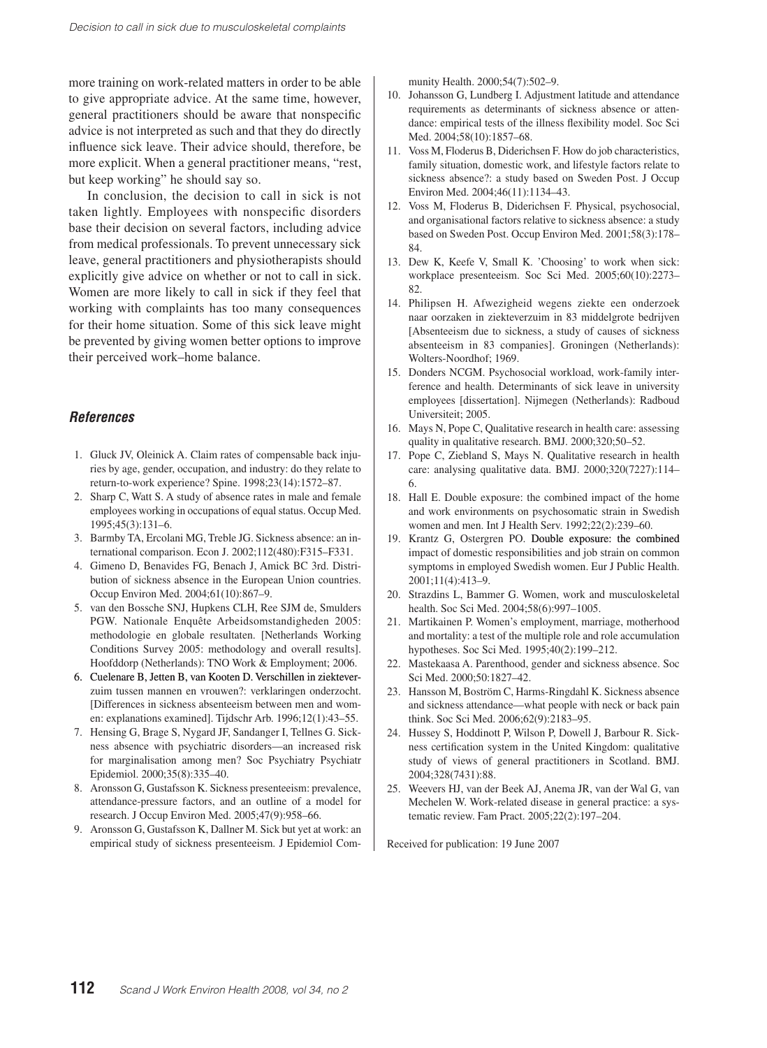more training on work-related matters in order to be able to give appropriate advice. At the same time, however, general practitioners should be aware that nonspecific advice is not interpreted as such and that they do directly influence sick leave. Their advice should, therefore, be more explicit. When a general practitioner means, "rest, but keep working" he should say so.

In conclusion, the decision to call in sick is not taken lightly. Employees with nonspecific disorders base their decision on several factors, including advice from medical professionals. To prevent unnecessary sick leave, general practitioners and physiotherapists should explicitly give advice on whether or not to call in sick. Women are more likely to call in sick if they feel that working with complaints has too many consequences for their home situation. Some of this sick leave might be prevented by giving women better options to improve their perceived work–home balance.

## References

1. Gluck JV, Oleinick A. Claim rates of compensable back injuries by age, gender, occupation, and industry: do they relate to return-to-work experience? Spine. 1998;23(14):1572–87.
2. Sharp C, Watt S. A study of absence rates in male and female employees working in occupations of equal status. Occup Med. 1995;45(3):131–6.
3. Barmby TA, Ercolani MG, Treble JG. Sickness absence: an international comparison. Econ J. 2002;112(480):F315–F331.
4. Gimeno D, Benavides FG, Benach J, Amick BC 3rd. Distribution of sickness absence in the European Union countries. Occup Environ Med. 2004;61(10):867–9.
5. van den Bossche SNJ, Hupkens CLH, Ree SJM de, Smulders PGW. Nationale Enquête Arbeidsomstandigheden 2005: methodologie en globale resultaten. [Netherlands Working Conditions Survey 2005: methodology and overall results]. Hoofddorp (Netherlands): TNO Work & Employment; 2006.
6. Cuelenare B, Jetten B, van Kooten D. Verschillen in ziekteverzuim tussen mannen en vrouwen?: verklaringen onderzocht. [Differences in sickness absenteeism between men and women: explanations examined]. Tijdschr Arb. 1996;12(1):43–55.
7. Hensing G, Brage S, Nygard JF, Sandanger I, Tellnes G. Sickness absence with psychiatric disorders—an increased risk for marginalisation among men? Soc Psychiatry Psychiatr Epidemiol. 2000;35(8):335–40.
8. Aronsson G, Gustafsson K. Sickness presenteeism: prevalence, attendance-pressure factors, and an outline of a model for research. J Occup Environ Med. 2005;47(9):958–66.
9. Aronsson G, Gustafsson K, Dallner M. Sick but yet at work: an empirical study of sickness presenteeism. J Epidemiol Community Health. 2000;54(7):502–9.
10. Johansson G, Lundberg I. Adjustment latitude and attendance requirements as determinants of sickness absence or attendance: empirical tests of the illness flexibility model. Soc Sci Med. 2004;58(10):1857–68.
11. Voss M, Floderus B, Diderichsen F. How do job characteristics, family situation, domestic work, and lifestyle factors relate to sickness absence?: a study based on Sweden Post. J Occup Environ Med. 2004;46(11):1134–43.
12. Voss M, Floderus B, Diderichsen F. Physical, psychosocial, and organisational factors relative to sickness absence: a study based on Sweden Post. Occup Environ Med. 2001;58(3):178–84.
13. Dew K, Keefe V, Small K. 'Choosing' to work when sick: workplace presenteeism. Soc Sci Med. 2005;60(10):2273–82.
14. Philipsen H. Afwezigheid wegens ziekte een onderzoek naar oorzaken in ziekteverzuim in 83 middelgrote bedrijven [Absenteeism due to sickness, a study of causes of sickness absenteeism in 83 companies]. Groningen (Netherlands): Wolters-Noordhof; 1969.
15. Donders NCGM. Psychosocial workload, work-family interference and health. Determinants of sick leave in university employees [dissertation]. Nijmegen (Netherlands): Radboud Universiteit; 2005.
16. Mays N, Pope C, Qualitative research in health care: assessing quality in qualitative research. BMJ. 2000;320;50–52.
17. Pope C, Ziebland S, Mays N. Qualitative research in health care: analysing qualitative data. BMJ. 2000;320(7227):114–6.
18. Hall E. Double exposure: the combined impact of the home and work environments on psychosomatic strain in Swedish women and men. Int J Health Serv. 1992;22(2):239–60.
19. Krantz G, Ostergren PO. Double exposure: the combined impact of domestic responsibilities and job strain on common symptoms in employed Swedish women. Eur J Public Health. 2001;11(4):413–9.
20. Strazdins L, Bammer G. Women, work and musculoskeletal health. Soc Sci Med. 2004;58(6):997–1005.
21. Martikainen P. Women's employment, marriage, motherhood and mortality: a test of the multiple role and role accumulation hypotheses. Soc Sci Med. 1995;40(2):199–212.
22. Mastekaasa A. Parenthood, gender and sickness absence. Soc Sci Med. 2000;50:1827–42.
23. Hansson M, Boström C, Harms-Ringdahl K. Sickness absence and sickness attendance—what people with neck or back pain think. Soc Sci Med. 2006;62(9):2183–95.
24. Hussey S, Hoddinott P, Wilson P, Dowell J, Barbour R. Sickness certification system in the United Kingdom: qualitative study of views of general practitioners in Scotland. BMJ. 2004;328(7431):88.
25. Weevers HJ, van der Beek AJ, Anema JR, van der Wal G, van Mechelen W. Work-related disease in general practice: a systematic review. Fam Pract. 2005;22(2):197–204.

Received for publication: 19 June 2007